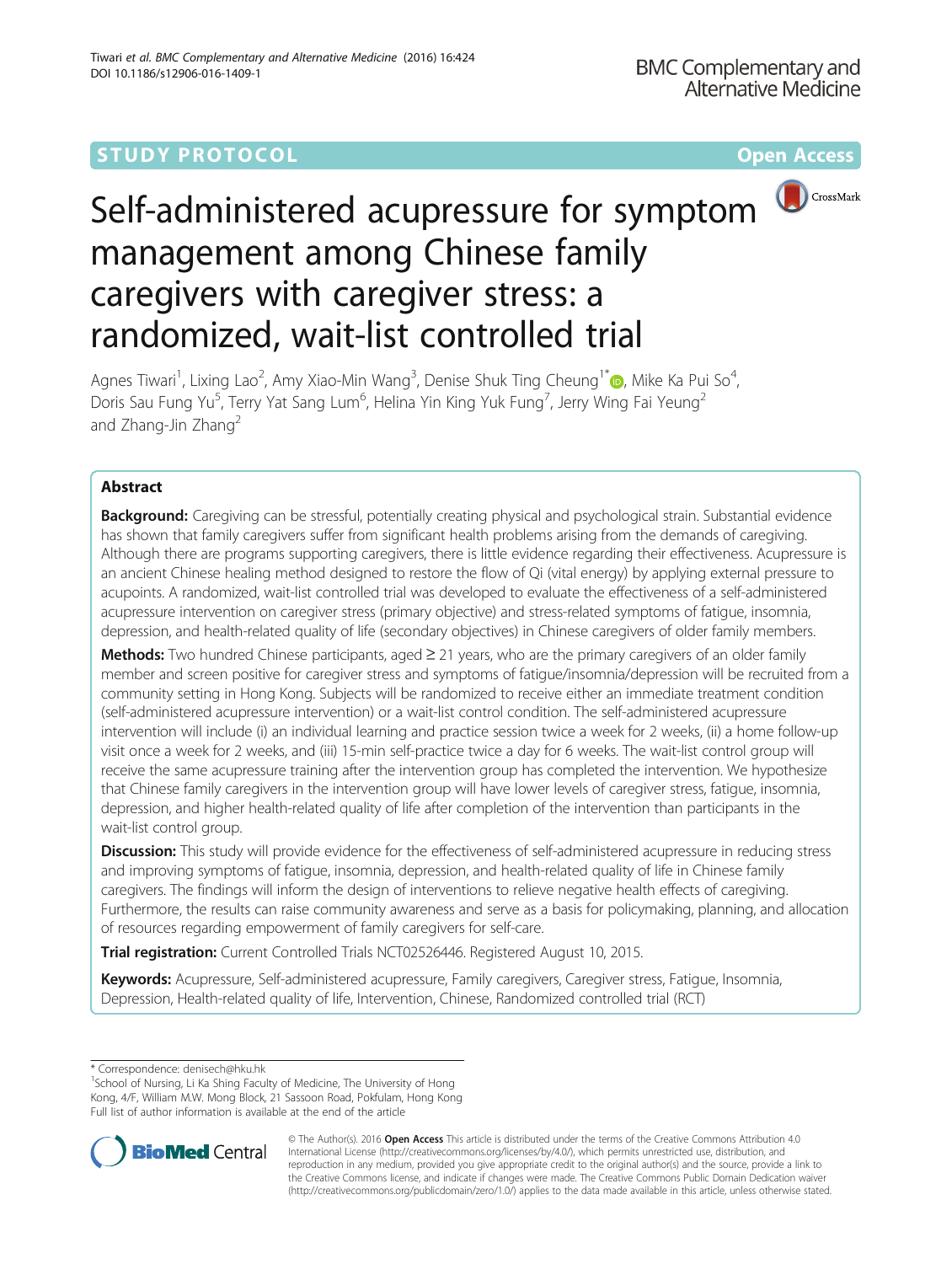STUDY PROTOCOL | Open Access

# Self-administered acupressure for symptom management among Chinese family caregivers with caregiver stress: a randomized, wait-list controlled trial

Agnes Tiwari[1], Lixing Lao[2], Amy Xiao-Min Wang[3], Denise Shuk Ting Cheung[1*], Mike Ka Pui So[4], Doris Sau Fung Yu[5], Terry Yat Sang Lum[6], Helina Yin King Yuk Fung[7], Jerry Wing Fai Yeung[2] and Zhang-Jin Zhang[2]

## Abstract

**Background:** Caregiving can be stressful, potentially creating physical and psychological strain. Substantial evidence has shown that family caregivers suffer from significant health problems arising from the demands of caregiving. Although there are programs supporting caregivers, there is little evidence regarding their effectiveness. Acupressure is an ancient Chinese healing method designed to restore the flow of Qi (vital energy) by applying external pressure to acupoints. A randomized, wait-list controlled trial was developed to evaluate the effectiveness of a self-administered acupressure intervention on caregiver stress (primary objective) and stress-related symptoms of fatigue, insomnia, depression, and health-related quality of life (secondary objectives) in Chinese caregivers of older family members.

**Methods:** Two hundred Chinese participants, aged ≥ 21 years, who are the primary caregivers of an older family member and screen positive for caregiver stress and symptoms of fatigue/insomnia/depression will be recruited from a community setting in Hong Kong. Subjects will be randomized to receive either an immediate treatment condition (self-administered acupressure intervention) or a wait-list control condition. The self-administered acupressure intervention will include (i) an individual learning and practice session twice a week for 2 weeks, (ii) a home follow-up visit once a week for 2 weeks, and (iii) 15-min self-practice twice a day for 6 weeks. The wait-list control group will receive the same acupressure training after the intervention group has completed the intervention. We hypothesize that Chinese family caregivers in the intervention group will have lower levels of caregiver stress, fatigue, insomnia, depression, and higher health-related quality of life after completion of the intervention than participants in the wait-list control group.

**Discussion:** This study will provide evidence for the effectiveness of self-administered acupressure in reducing stress and improving symptoms of fatigue, insomnia, depression, and health-related quality of life in Chinese family caregivers. The findings will inform the design of interventions to relieve negative health effects of caregiving. Furthermore, the results can raise community awareness and serve as a basis for policymaking, planning, and allocation of resources regarding empowerment of family caregivers for self-care.

**Trial registration:** Current Controlled Trials NCT02526446. Registered August 10, 2015.

**Keywords:** Acupressure, Self-administered acupressure, Family caregivers, Caregiver stress, Fatigue, Insomnia, Depression, Health-related quality of life, Intervention, Chinese, Randomized controlled trial (RCT)

\* Correspondence: denisech@hku.hk
[1]School of Nursing, Li Ka Shing Faculty of Medicine, The University of Hong Kong, 4/F, William M.W. Mong Block, 21 Sassoon Road, Pokfulam, Hong Kong
Full list of author information is available at the end of the article

© The Author(s). 2016 **Open Access** This article is distributed under the terms of the Creative Commons Attribution 4.0 International License (http://creativecommons.org/licenses/by/4.0/), which permits unrestricted use, distribution, and reproduction in any medium, provided you give appropriate credit to the original author(s) and the source, provide a link to the Creative Commons license, and indicate if changes were made. The Creative Commons Public Domain Dedication waiver (http://creativecommons.org/publicdomain/zero/1.0/) applies to the data made available in this article, unless otherwise stated.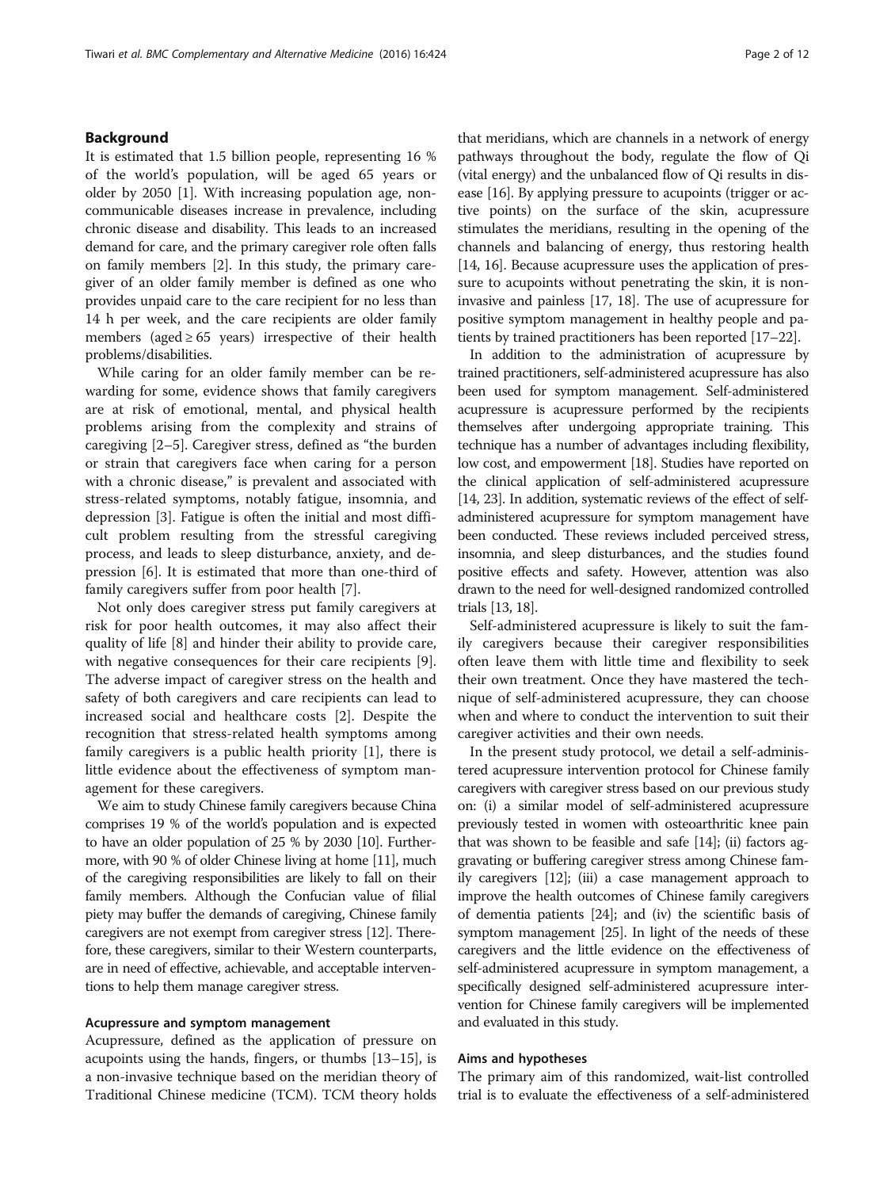## Background

It is estimated that 1.5 billion people, representing 16 % of the world's population, will be aged 65 years or older by 2050 [1]. With increasing population age, non-communicable diseases increase in prevalence, including chronic disease and disability. This leads to an increased demand for care, and the primary caregiver role often falls on family members [2]. In this study, the primary caregiver of an older family member is defined as one who provides unpaid care to the care recipient for no less than 14 h per week, and the care recipients are older family members (aged ≥ 65 years) irrespective of their health problems/disabilities.

While caring for an older family member can be rewarding for some, evidence shows that family caregivers are at risk of emotional, mental, and physical health problems arising from the complexity and strains of caregiving [2–5]. Caregiver stress, defined as "the burden or strain that caregivers face when caring for a person with a chronic disease," is prevalent and associated with stress-related symptoms, notably fatigue, insomnia, and depression [3]. Fatigue is often the initial and most difficult problem resulting from the stressful caregiving process, and leads to sleep disturbance, anxiety, and depression [6]. It is estimated that more than one-third of family caregivers suffer from poor health [7].

Not only does caregiver stress put family caregivers at risk for poor health outcomes, it may also affect their quality of life [8] and hinder their ability to provide care, with negative consequences for their care recipients [9]. The adverse impact of caregiver stress on the health and safety of both caregivers and care recipients can lead to increased social and healthcare costs [2]. Despite the recognition that stress-related health symptoms among family caregivers is a public health priority [1], there is little evidence about the effectiveness of symptom management for these caregivers.

We aim to study Chinese family caregivers because China comprises 19 % of the world's population and is expected to have an older population of 25 % by 2030 [10]. Furthermore, with 90 % of older Chinese living at home [11], much of the caregiving responsibilities are likely to fall on their family members. Although the Confucian value of filial piety may buffer the demands of caregiving, Chinese family caregivers are not exempt from caregiver stress [12]. Therefore, these caregivers, similar to their Western counterparts, are in need of effective, achievable, and acceptable interventions to help them manage caregiver stress.

### Acupressure and symptom management

Acupressure, defined as the application of pressure on acupoints using the hands, fingers, or thumbs [13–15], is a non-invasive technique based on the meridian theory of Traditional Chinese medicine (TCM). TCM theory holds that meridians, which are channels in a network of energy pathways throughout the body, regulate the flow of Qi (vital energy) and the unbalanced flow of Qi results in disease [16]. By applying pressure to acupoints (trigger or active points) on the surface of the skin, acupressure stimulates the meridians, resulting in the opening of the channels and balancing of energy, thus restoring health [14, 16]. Because acupressure uses the application of pressure to acupoints without penetrating the skin, it is non-invasive and painless [17, 18]. The use of acupressure for positive symptom management in healthy people and patients by trained practitioners has been reported [17–22].

In addition to the administration of acupressure by trained practitioners, self-administered acupressure has also been used for symptom management. Self-administered acupressure is acupressure performed by the recipients themselves after undergoing appropriate training. This technique has a number of advantages including flexibility, low cost, and empowerment [18]. Studies have reported on the clinical application of self-administered acupressure [14, 23]. In addition, systematic reviews of the effect of self-administered acupressure for symptom management have been conducted. These reviews included perceived stress, insomnia, and sleep disturbances, and the studies found positive effects and safety. However, attention was also drawn to the need for well-designed randomized controlled trials [13, 18].

Self-administered acupressure is likely to suit the family caregivers because their caregiver responsibilities often leave them with little time and flexibility to seek their own treatment. Once they have mastered the technique of self-administered acupressure, they can choose when and where to conduct the intervention to suit their caregiver activities and their own needs.

In the present study protocol, we detail a self-administered acupressure intervention protocol for Chinese family caregivers with caregiver stress based on our previous study on: (i) a similar model of self-administered acupressure previously tested in women with osteoarthritic knee pain that was shown to be feasible and safe [14]; (ii) factors aggravating or buffering caregiver stress among Chinese family caregivers [12]; (iii) a case management approach to improve the health outcomes of Chinese family caregivers of dementia patients [24]; and (iv) the scientific basis of symptom management [25]. In light of the needs of these caregivers and the little evidence on the effectiveness of self-administered acupressure in symptom management, a specifically designed self-administered acupressure intervention for Chinese family caregivers will be implemented and evaluated in this study.

### Aims and hypotheses

The primary aim of this randomized, wait-list controlled trial is to evaluate the effectiveness of a self-administered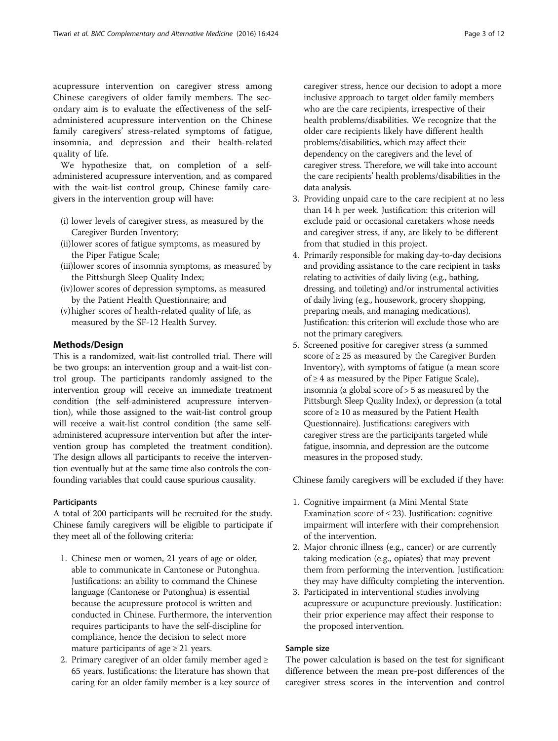acupressure intervention on caregiver stress among Chinese caregivers of older family members. The secondary aim is to evaluate the effectiveness of the self-administered acupressure intervention on the Chinese family caregivers' stress-related symptoms of fatigue, insomnia, and depression and their health-related quality of life.

We hypothesize that, on completion of a self-administered acupressure intervention, and as compared with the wait-list control group, Chinese family caregivers in the intervention group will have:

(i) lower levels of caregiver stress, as measured by the Caregiver Burden Inventory;
(ii) lower scores of fatigue symptoms, as measured by the Piper Fatigue Scale;
(iii) lower scores of insomnia symptoms, as measured by the Pittsburgh Sleep Quality Index;
(iv) lower scores of depression symptoms, as measured by the Patient Health Questionnaire; and
(v) higher scores of health-related quality of life, as measured by the SF-12 Health Survey.

## Methods/Design

This is a randomized, wait-list controlled trial. There will be two groups: an intervention group and a wait-list control group. The participants randomly assigned to the intervention group will receive an immediate treatment condition (the self-administered acupressure intervention), while those assigned to the wait-list control group will receive a wait-list control condition (the same self-administered acupressure intervention but after the intervention group has completed the treatment condition). The design allows all participants to receive the intervention eventually but at the same time also controls the confounding variables that could cause spurious causality.

### Participants

A total of 200 participants will be recruited for the study. Chinese family caregivers will be eligible to participate if they meet all of the following criteria:

1. Chinese men or women, 21 years of age or older, able to communicate in Cantonese or Putonghua. Justifications: an ability to command the Chinese language (Cantonese or Putonghua) is essential because the acupressure protocol is written and conducted in Chinese. Furthermore, the intervention requires participants to have the self-discipline for compliance, hence the decision to select more mature participants of age ≥ 21 years.
2. Primary caregiver of an older family member aged ≥ 65 years. Justifications: the literature has shown that caring for an older family member is a key source of caregiver stress, hence our decision to adopt a more inclusive approach to target older family members who are the care recipients, irrespective of their health problems/disabilities. We recognize that the older care recipients likely have different health problems/disabilities, which may affect their dependency on the caregivers and the level of caregiver stress. Therefore, we will take into account the care recipients' health problems/disabilities in the data analysis.
3. Providing unpaid care to the care recipient at no less than 14 h per week. Justification: this criterion will exclude paid or occasional caretakers whose needs and caregiver stress, if any, are likely to be different from that studied in this project.
4. Primarily responsible for making day-to-day decisions and providing assistance to the care recipient in tasks relating to activities of daily living (e.g., bathing, dressing, and toileting) and/or instrumental activities of daily living (e.g., housework, grocery shopping, preparing meals, and managing medications). Justification: this criterion will exclude those who are not the primary caregivers.
5. Screened positive for caregiver stress (a summed score of ≥ 25 as measured by the Caregiver Burden Inventory), with symptoms of fatigue (a mean score of ≥ 4 as measured by the Piper Fatigue Scale), insomnia (a global score of > 5 as measured by the Pittsburgh Sleep Quality Index), or depression (a total score of ≥ 10 as measured by the Patient Health Questionnaire). Justifications: caregivers with caregiver stress are the participants targeted while fatigue, insomnia, and depression are the outcome measures in the proposed study.

Chinese family caregivers will be excluded if they have:

1. Cognitive impairment (a Mini Mental State Examination score of ≤ 23). Justification: cognitive impairment will interfere with their comprehension of the intervention.
2. Major chronic illness (e.g., cancer) or are currently taking medication (e.g., opiates) that may prevent them from performing the intervention. Justification: they may have difficulty completing the intervention.
3. Participated in interventional studies involving acupressure or acupuncture previously. Justification: their prior experience may affect their response to the proposed intervention.

### Sample size

The power calculation is based on the test for significant difference between the mean pre-post differences of the caregiver stress scores in the intervention and control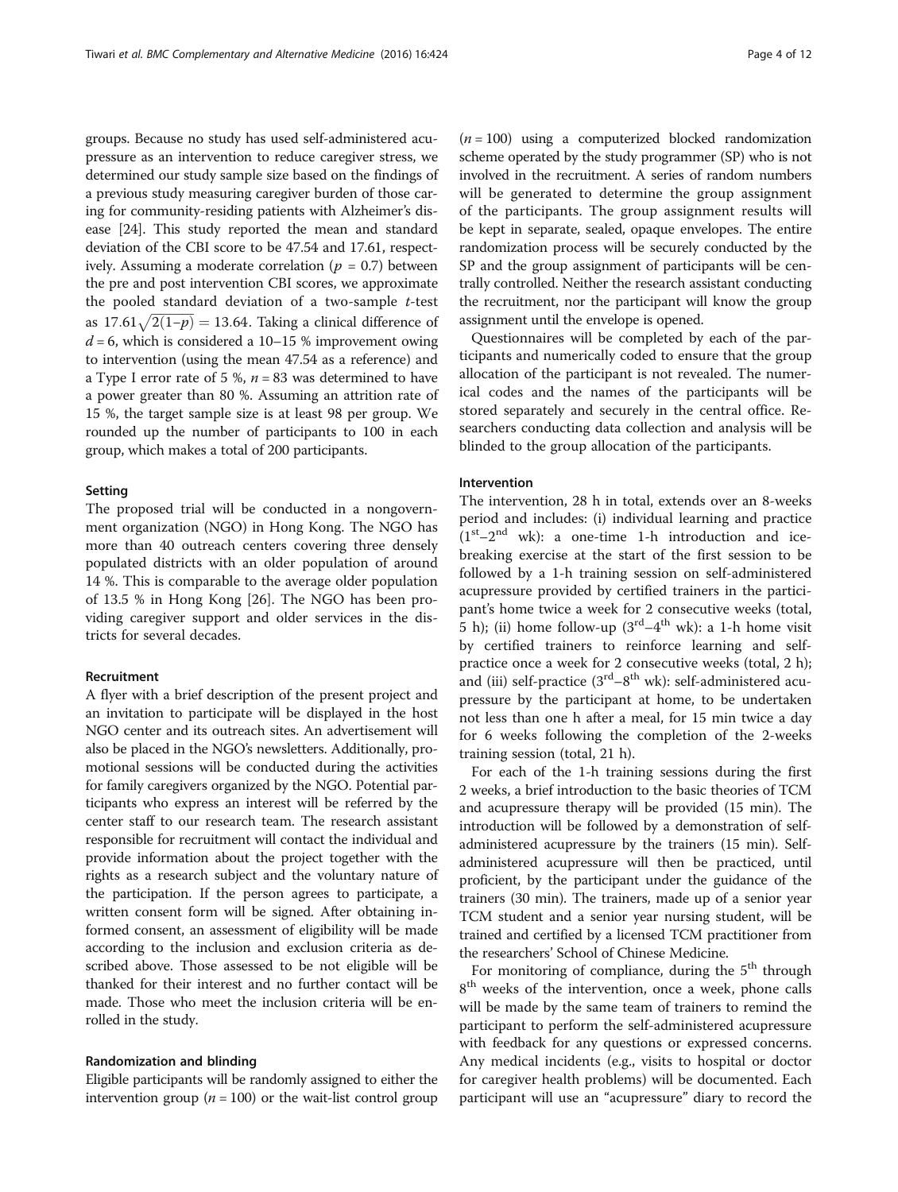groups. Because no study has used self-administered acupressure as an intervention to reduce caregiver stress, we determined our study sample size based on the findings of a previous study measuring caregiver burden of those caring for community-residing patients with Alzheimer's disease [24]. This study reported the mean and standard deviation of the CBI score to be 47.54 and 17.61, respectively. Assuming a moderate correlation ($p$ = 0.7) between the pre and post intervention CBI scores, we approximate the pooled standard deviation of a two-sample $t$-test as $17.61\sqrt{2(1-p)} = 13.64$. Taking a clinical difference of $d$ = 6, which is considered a 10–15 % improvement owing to intervention (using the mean 47.54 as a reference) and a Type I error rate of 5 %, $n$ = 83 was determined to have a power greater than 80 %. Assuming an attrition rate of 15 %, the target sample size is at least 98 per group. We rounded up the number of participants to 100 in each group, which makes a total of 200 participants.

### Setting

The proposed trial will be conducted in a nongovernment organization (NGO) in Hong Kong. The NGO has more than 40 outreach centers covering three densely populated districts with an older population of around 14 %. This is comparable to the average older population of 13.5 % in Hong Kong [26]. The NGO has been providing caregiver support and older services in the districts for several decades.

### Recruitment

A flyer with a brief description of the present project and an invitation to participate will be displayed in the host NGO center and its outreach sites. An advertisement will also be placed in the NGO's newsletters. Additionally, promotional sessions will be conducted during the activities for family caregivers organized by the NGO. Potential participants who express an interest will be referred by the center staff to our research team. The research assistant responsible for recruitment will contact the individual and provide information about the project together with the rights as a research subject and the voluntary nature of the participation. If the person agrees to participate, a written consent form will be signed. After obtaining informed consent, an assessment of eligibility will be made according to the inclusion and exclusion criteria as described above. Those assessed to be not eligible will be thanked for their interest and no further contact will be made. Those who meet the inclusion criteria will be enrolled in the study.

### Randomization and blinding

Eligible participants will be randomly assigned to either the intervention group ($n$ = 100) or the wait-list control group ($n$ = 100) using a computerized blocked randomization scheme operated by the study programmer (SP) who is not involved in the recruitment. A series of random numbers will be generated to determine the group assignment of the participants. The group assignment results will be kept in separate, sealed, opaque envelopes. The entire randomization process will be securely conducted by the SP and the group assignment of participants will be centrally controlled. Neither the research assistant conducting the recruitment, nor the participant will know the group assignment until the envelope is opened.

Questionnaires will be completed by each of the participants and numerically coded to ensure that the group allocation of the participant is not revealed. The numerical codes and the names of the participants will be stored separately and securely in the central office. Researchers conducting data collection and analysis will be blinded to the group allocation of the participants.

### Intervention

The intervention, 28 h in total, extends over an 8-weeks period and includes: (i) individual learning and practice ($1^{st}$–$2^{nd}$ wk): a one-time 1-h introduction and ice-breaking exercise at the start of the first session to be followed by a 1-h training session on self-administered acupressure provided by certified trainers in the participant's home twice a week for 2 consecutive weeks (total, 5 h); (ii) home follow-up ($3^{rd}$–$4^{th}$ wk): a 1-h home visit by certified trainers to reinforce learning and self-practice once a week for 2 consecutive weeks (total, 2 h); and (iii) self-practice ($3^{rd}$–$8^{th}$ wk): self-administered acupressure by the participant at home, to be undertaken not less than one h after a meal, for 15 min twice a day for 6 weeks following the completion of the 2-weeks training session (total, 21 h).

For each of the 1-h training sessions during the first 2 weeks, a brief introduction to the basic theories of TCM and acupressure therapy will be provided (15 min). The introduction will be followed by a demonstration of self-administered acupressure by the trainers (15 min). Self-administered acupressure will then be practiced, until proficient, by the participant under the guidance of the trainers (30 min). The trainers, made up of a senior year TCM student and a senior year nursing student, will be trained and certified by a licensed TCM practitioner from the researchers' School of Chinese Medicine.

For monitoring of compliance, during the $5^{th}$ through $8^{th}$ weeks of the intervention, once a week, phone calls will be made by the same team of trainers to remind the participant to perform the self-administered acupressure with feedback for any questions or expressed concerns. Any medical incidents (e.g., visits to hospital or doctor for caregiver health problems) will be documented. Each participant will use an "acupressure" diary to record the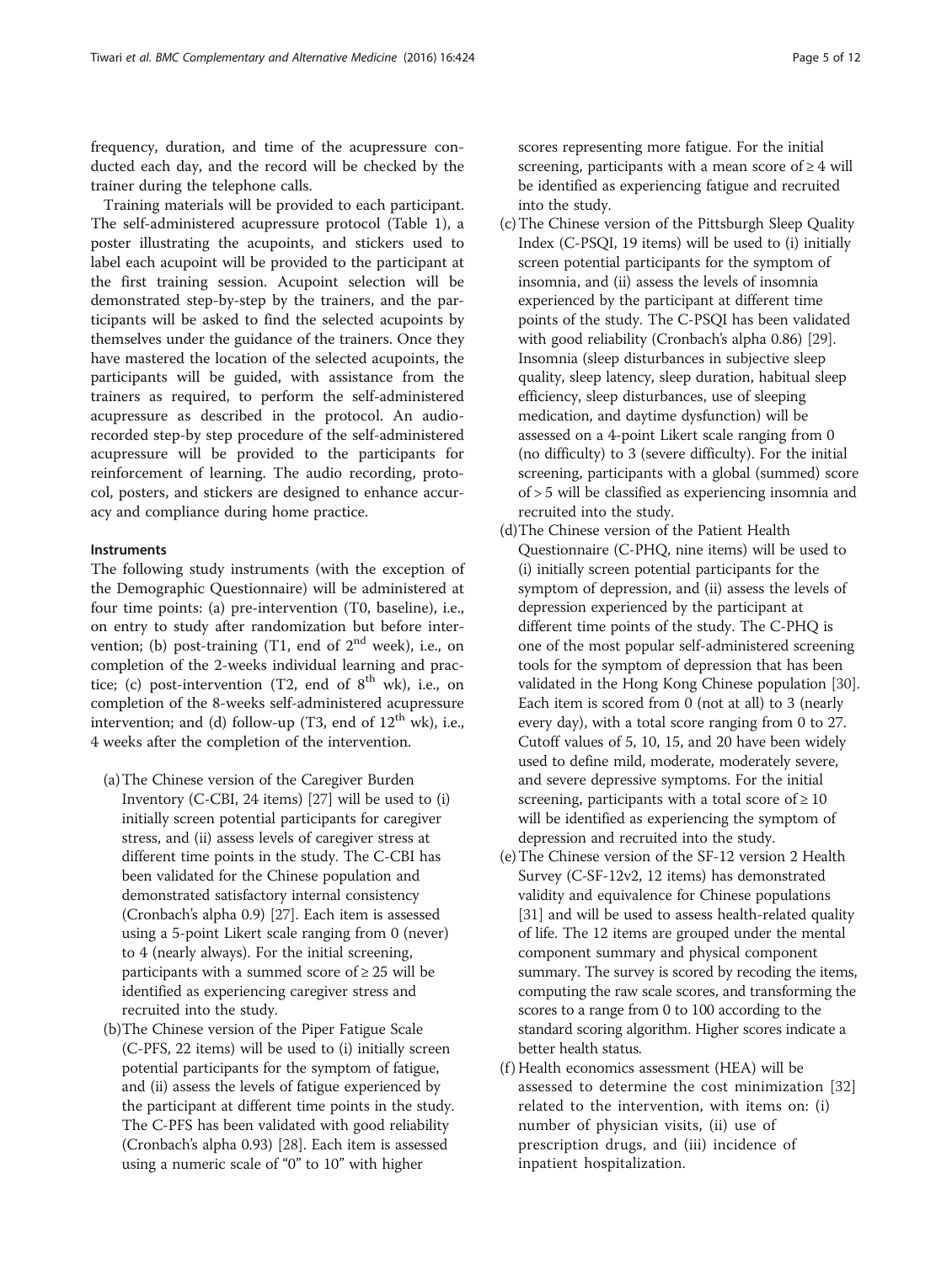frequency, duration, and time of the acupressure conducted each day, and the record will be checked by the trainer during the telephone calls.

Training materials will be provided to each participant. The self-administered acupressure protocol (Table 1), a poster illustrating the acupoints, and stickers used to label each acupoint will be provided to the participant at the first training session. Acupoint selection will be demonstrated step-by-step by the trainers, and the participants will be asked to find the selected acupoints by themselves under the guidance of the trainers. Once they have mastered the location of the selected acupoints, the participants will be guided, with assistance from the trainers as required, to perform the self-administered acupressure as described in the protocol. An audio-recorded step-by step procedure of the self-administered acupressure will be provided to the participants for reinforcement of learning. The audio recording, protocol, posters, and stickers are designed to enhance accuracy and compliance during home practice.

#### Instruments

The following study instruments (with the exception of the Demographic Questionnaire) will be administered at four time points: (a) pre-intervention (T0, baseline), i.e., on entry to study after randomization but before intervention; (b) post-training (T1, end of 2nd week), i.e., on completion of the 2-weeks individual learning and practice; (c) post-intervention (T2, end of 8th wk), i.e., on completion of the 8-weeks self-administered acupressure intervention; and (d) follow-up (T3, end of 12th wk), i.e., 4 weeks after the completion of the intervention.

(a) The Chinese version of the Caregiver Burden Inventory (C-CBI, 24 items) [27] will be used to (i) initially screen potential participants for caregiver stress, and (ii) assess levels of caregiver stress at different time points in the study. The C-CBI has been validated for the Chinese population and demonstrated satisfactory internal consistency (Cronbach's alpha 0.9) [27]. Each item is assessed using a 5-point Likert scale ranging from 0 (never) to 4 (nearly always). For the initial screening, participants with a summed score of ≥ 25 will be identified as experiencing caregiver stress and recruited into the study.

(b) The Chinese version of the Piper Fatigue Scale (C-PFS, 22 items) will be used to (i) initially screen potential participants for the symptom of fatigue, and (ii) assess the levels of fatigue experienced by the participant at different time points in the study. The C-PFS has been validated with good reliability (Cronbach's alpha 0.93) [28]. Each item is assessed using a numeric scale of "0" to 10" with higher scores representing more fatigue. For the initial screening, participants with a mean score of ≥ 4 will be identified as experiencing fatigue and recruited into the study.

(c) The Chinese version of the Pittsburgh Sleep Quality Index (C-PSQI, 19 items) will be used to (i) initially screen potential participants for the symptom of insomnia, and (ii) assess the levels of insomnia experienced by the participant at different time points of the study. The C-PSQI has been validated with good reliability (Cronbach's alpha 0.86) [29]. Insomnia (sleep disturbances in subjective sleep quality, sleep latency, sleep duration, habitual sleep efficiency, sleep disturbances, use of sleeping medication, and daytime dysfunction) will be assessed on a 4-point Likert scale ranging from 0 (no difficulty) to 3 (severe difficulty). For the initial screening, participants with a global (summed) score of > 5 will be classified as experiencing insomnia and recruited into the study.

(d) The Chinese version of the Patient Health Questionnaire (C-PHQ, nine items) will be used to (i) initially screen potential participants for the symptom of depression, and (ii) assess the levels of depression experienced by the participant at different time points of the study. The C-PHQ is one of the most popular self-administered screening tools for the symptom of depression that has been validated in the Hong Kong Chinese population [30]. Each item is scored from 0 (not at all) to 3 (nearly every day), with a total score ranging from 0 to 27. Cutoff values of 5, 10, 15, and 20 have been widely used to define mild, moderate, moderately severe, and severe depressive symptoms. For the initial screening, participants with a total score of ≥ 10 will be identified as experiencing the symptom of depression and recruited into the study.

(e) The Chinese version of the SF-12 version 2 Health Survey (C-SF-12v2, 12 items) has demonstrated validity and equivalence for Chinese populations [31] and will be used to assess health-related quality of life. The 12 items are grouped under the mental component summary and physical component summary. The survey is scored by recoding the items, computing the raw scale scores, and transforming the scores to a range from 0 to 100 according to the standard scoring algorithm. Higher scores indicate a better health status.

(f) Health economics assessment (HEA) will be assessed to determine the cost minimization [32] related to the intervention, with items on: (i) number of physician visits, (ii) use of prescription drugs, and (iii) incidence of inpatient hospitalization.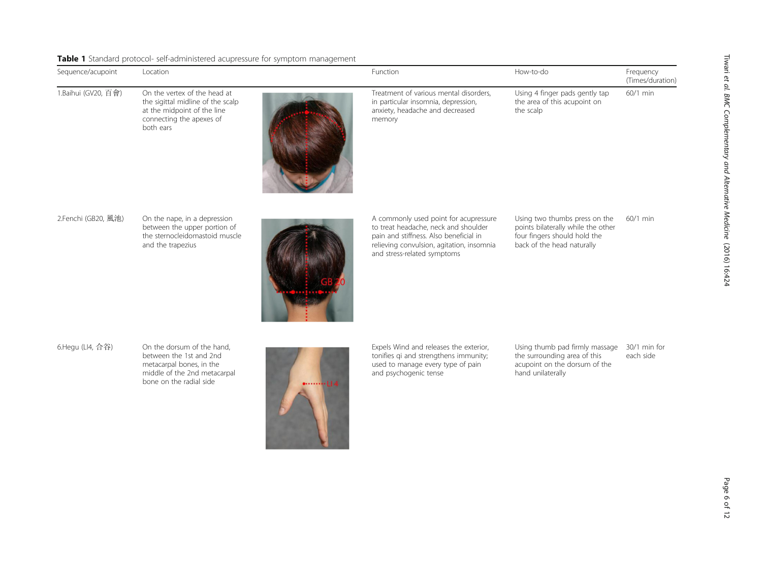**Table 1** Standard protocol- self-administered acupressure for symptom management

| Sequence/acupoint | Location | Function | How-to-do | Frequency (Times/duration) |
| --- | --- | --- | --- | --- |
| 1.Baihui (GV20, 百會) | On the vertex of the head at the sigittal midline of the scalp at the midpoint of the line connecting the apexes of both ears | Treatment of various mental disorders, in particular insomnia, depression, anxiety, headache and decreased memory | Using 4 finger pads gently tap the area of this acupoint on the scalp | 60/1 min |
| 2.Fenchi (GB20, 風池) | On the nape, in a depression between the upper portion of the sternocleidomastoid muscle and the trapezius | A commonly used point for acupressure to treat headache, neck and shoulder pain and stiffness. Also beneficial in relieving convulsion, agitation, insomnia and stress-related symptoms | Using two thumbs press on the points bilaterally while the other four fingers should hold the back of the head naturally | 60/1 min |
| 6.Hegu (LI4, 合谷) | On the dorsum of the hand, between the 1st and 2nd metacarpal bones, in the middle of the 2nd metacarpal bone on the radial side | Expels Wind and releases the exterior, tonifies qi and strengthens immunity; used to manage every type of pain and psychogenic tense | Using thumb pad firmly massage the surrounding area of this acupoint on the dorsum of the hand unilaterally | 30/1 min for each side |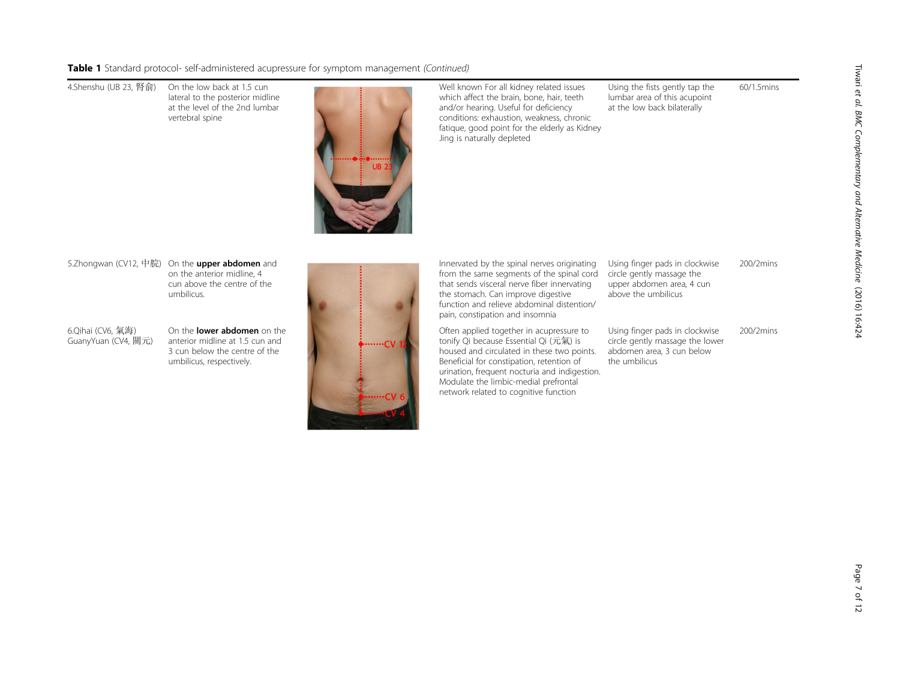**Table 1** Standard protocol- self-administered acupressure for symptom management *(Continued)*

| | | | | | |
|---|---|---|---|---|---|
| 4.Shenshu (UB 23, 腎俞) | On the low back at 1.5 cun lateral to the posterior midline at the level of the 2nd lumbar vertebral spine | UB 23 | Well known For all kidney related issues which affect the brain, bone, hair, teeth and/or hearing. Useful for deficiency conditions: exhaustion, weakness, chronic fatique, good point for the elderly as Kidney Jing is naturally depleted | Using the fists gently tap the lumbar area of this acupoint at the low back bilaterally | 60/1.5mins |
| 5.Zhongwan (CV12, 中脘) | On the **upper abdomen** and on the anterior midline, 4 cun above the centre of the umbilicus. | CV 12 | Innervated by the spinal nerves originating from the same segments of the spinal cord that sends visceral nerve fiber innervating the stomach. Can improve digestive function and relieve abdominal distention/ pain, constipation and insomnia | Using finger pads in clockwise circle gently massage the upper abdomen area, 4 cun above the umbilicus | 200/2mins |
| 6.Qihai (CV6, 氣海) GuanyYuan (CV4, 關元) | On the **lower abdomen** on the anterior midline at 1.5 cun and 3 cun below the centre of the umbilicus, respectively. | CV 6, CV 4 | Often applied together in acupressure to tonify Qi because Essential Qi (元氣) is housed and circulated in these two points. Beneficial for constipation, retention of urination, frequent nocturia and indigestion. Modulate the limbic-medial prefrontal network related to cognitive function | Using finger pads in clockwise circle gently massage the lower abdomen area, 3 cun below the umbilicus | 200/2mins |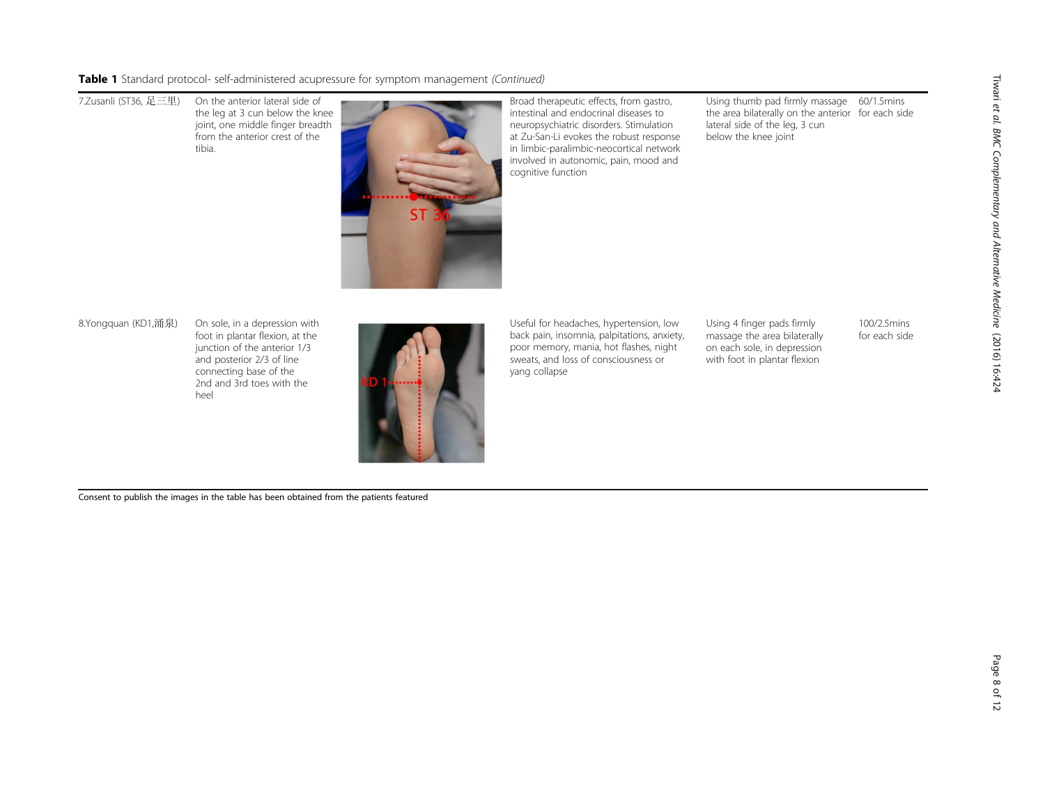**Table 1** Standard protocol- self-administered acupressure for symptom management *(Continued)*

| | | | | | |
|---|---|---|---|---|---|
| 7.Zusanli (ST36, 足三里) | On the anterior lateral side of the leg at 3 cun below the knee joint, one middle finger breadth from the anterior crest of the tibia. | ST 36 | Broad therapeutic effects, from gastro, intestinal and endocrinal diseases to neuropsychiatric disorders. Stimulation at Zu-San-Li evokes the robust response in limbic-paralimbic-neocortical network involved in autonomic, pain, mood and cognitive function | Using thumb pad firmly massage the area bilaterally on the anterior lateral side of the leg, 3 cun below the knee joint | 60/1.5mins for each side |
| 8.Yongquan (KD1,涌泉) | On sole, in a depression with foot in plantar flexion, at the junction of the anterior 1/3 and posterior 2/3 of line connecting base of the 2nd and 3rd toes with the heel | KD 1 | Useful for headaches, hypertension, low back pain, insomnia, palpitations, anxiety, poor memory, mania, hot flashes, night sweats, and loss of consciousness or yang collapse | Using 4 finger pads firmly massage the area bilaterally on each sole, in depression with foot in plantar flexion | 100/2.5mins for each side |

Consent to publish the images in the table has been obtained from the patients featured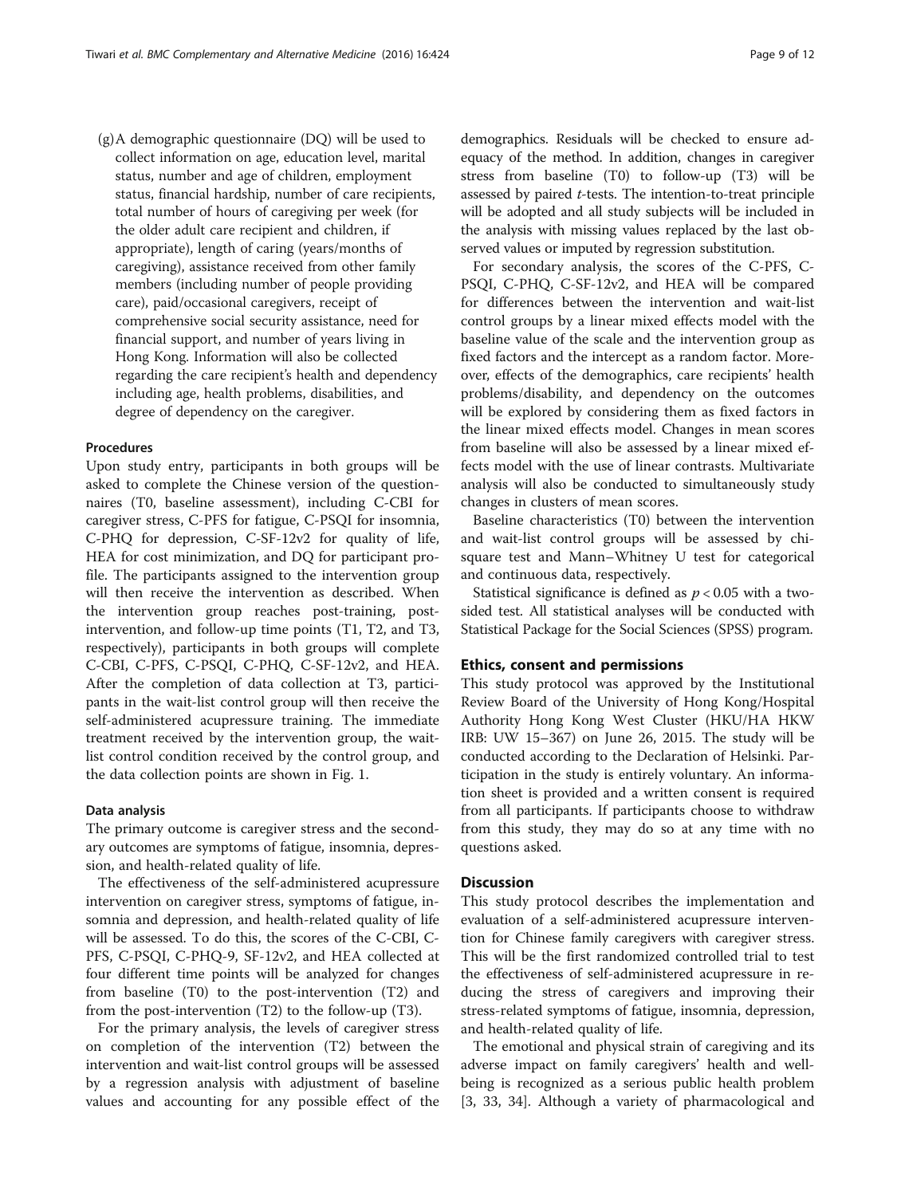(g) A demographic questionnaire (DQ) will be used to collect information on age, education level, marital status, number and age of children, employment status, financial hardship, number of care recipients, total number of hours of caregiving per week (for the older adult care recipient and children, if appropriate), length of caring (years/months of caregiving), assistance received from other family members (including number of people providing care), paid/occasional caregivers, receipt of comprehensive social security assistance, need for financial support, and number of years living in Hong Kong. Information will also be collected regarding the care recipient's health and dependency including age, health problems, disabilities, and degree of dependency on the caregiver.

### Procedures

Upon study entry, participants in both groups will be asked to complete the Chinese version of the questionnaires (T0, baseline assessment), including C-CBI for caregiver stress, C-PFS for fatigue, C-PSQI for insomnia, C-PHQ for depression, C-SF-12v2 for quality of life, HEA for cost minimization, and DQ for participant profile. The participants assigned to the intervention group will then receive the intervention as described. When the intervention group reaches post-training, post-intervention, and follow-up time points (T1, T2, and T3, respectively), participants in both groups will complete C-CBI, C-PFS, C-PSQI, C-PHQ, C-SF-12v2, and HEA. After the completion of data collection at T3, participants in the wait-list control group will then receive the self-administered acupressure training. The immediate treatment received by the intervention group, the wait-list control condition received by the control group, and the data collection points are shown in Fig. 1.

### Data analysis

The primary outcome is caregiver stress and the secondary outcomes are symptoms of fatigue, insomnia, depression, and health-related quality of life.

The effectiveness of the self-administered acupressure intervention on caregiver stress, symptoms of fatigue, insomnia and depression, and health-related quality of life will be assessed. To do this, the scores of the C-CBI, C-PFS, C-PSQI, C-PHQ-9, SF-12v2, and HEA collected at four different time points will be analyzed for changes from baseline (T0) to the post-intervention (T2) and from the post-intervention (T2) to the follow-up (T3).

For the primary analysis, the levels of caregiver stress on completion of the intervention (T2) between the intervention and wait-list control groups will be assessed by a regression analysis with adjustment of baseline values and accounting for any possible effect of the demographics. Residuals will be checked to ensure adequacy of the method. In addition, changes in caregiver stress from baseline (T0) to follow-up (T3) will be assessed by paired *t*-tests. The intention-to-treat principle will be adopted and all study subjects will be included in the analysis with missing values replaced by the last observed values or imputed by regression substitution.

For secondary analysis, the scores of the C-PFS, C-PSQI, C-PHQ, C-SF-12v2, and HEA will be compared for differences between the intervention and wait-list control groups by a linear mixed effects model with the baseline value of the scale and the intervention group as fixed factors and the intercept as a random factor. Moreover, effects of the demographics, care recipients' health problems/disability, and dependency on the outcomes will be explored by considering them as fixed factors in the linear mixed effects model. Changes in mean scores from baseline will also be assessed by a linear mixed effects model with the use of linear contrasts. Multivariate analysis will also be conducted to simultaneously study changes in clusters of mean scores.

Baseline characteristics (T0) between the intervention and wait-list control groups will be assessed by chi-square test and Mann–Whitney U test for categorical and continuous data, respectively.

Statistical significance is defined as $p < 0.05$ with a two-sided test. All statistical analyses will be conducted with Statistical Package for the Social Sciences (SPSS) program.

## Ethics, consent and permissions

This study protocol was approved by the Institutional Review Board of the University of Hong Kong/Hospital Authority Hong Kong West Cluster (HKU/HA HKW IRB: UW 15–367) on June 26, 2015. The study will be conducted according to the Declaration of Helsinki. Participation in the study is entirely voluntary. An information sheet is provided and a written consent is required from all participants. If participants choose to withdraw from this study, they may do so at any time with no questions asked.

## Discussion

This study protocol describes the implementation and evaluation of a self-administered acupressure intervention for Chinese family caregivers with caregiver stress. This will be the first randomized controlled trial to test the effectiveness of self-administered acupressure in reducing the stress of caregivers and improving their stress-related symptoms of fatigue, insomnia, depression, and health-related quality of life.

The emotional and physical strain of caregiving and its adverse impact on family caregivers' health and well-being is recognized as a serious public health problem [3, 33, 34]. Although a variety of pharmacological and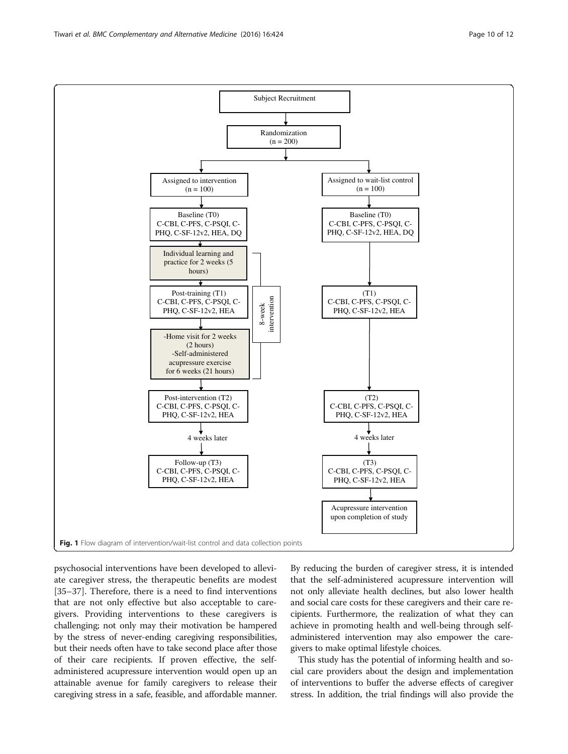Subject Recruitment

Randomization (n = 200)

| Assigned to intervention (n = 100) | Assigned to wait-list control (n = 100) |
| --- | --- |
| Baseline (T0) C-CBI, C-PFS, C-PSQI, C-PHQ, C-SF-12v2, HEA, DQ | Baseline (T0) C-CBI, C-PFS, C-PSQI, C-PHQ, C-SF-12v2, HEA, DQ |
| Individual learning and practice for 2 weeks (5 hours) | |
| Post-training (T1) C-CBI, C-PFS, C-PSQI, C-PHQ, C-SF-12v2, HEA | (T1) C-CBI, C-PFS, C-PSQI, C-PHQ, C-SF-12v2, HEA |
| -Home visit for 2 weeks (2 hours) -Self-administered acupressure exercise for 6 weeks (21 hours) | |
| Post-intervention (T2) C-CBI, C-PFS, C-PSQI, C-PHQ, C-SF-12v2, HEA | (T2) C-CBI, C-PFS, C-PSQI, C-PHQ, C-SF-12v2, HEA |
| 4 weeks later | 4 weeks later |
| Follow-up (T3) C-CBI, C-PFS, C-PSQI, C-PHQ, C-SF-12v2, HEA | (T3) C-CBI, C-PFS, C-PSQI, C-PHQ, C-SF-12v2, HEA |
| | Acupressure intervention upon completion of study |

8-week intervention

**Fig. 1** Flow diagram of intervention/wait-list control and data collection points

psychosocial interventions have been developed to alleviate caregiver stress, the therapeutic benefits are modest [35–37]. Therefore, there is a need to find interventions that are not only effective but also acceptable to caregivers. Providing interventions to these caregivers is challenging; not only may their motivation be hampered by the stress of never-ending caregiving responsibilities, but their needs often have to take second place after those of their care recipients. If proven effective, the self-administered acupressure intervention would open up an attainable avenue for family caregivers to release their caregiving stress in a safe, feasible, and affordable manner. By reducing the burden of caregiver stress, it is intended that the self-administered acupressure intervention will not only alleviate health declines, but also lower health and social care costs for these caregivers and their care recipients. Furthermore, the realization of what they can achieve in promoting health and well-being through self-administered intervention may also empower the caregivers to make optimal lifestyle choices.

This study has the potential of informing health and social care providers about the design and implementation of interventions to buffer the adverse effects of caregiver stress. In addition, the trial findings will also provide the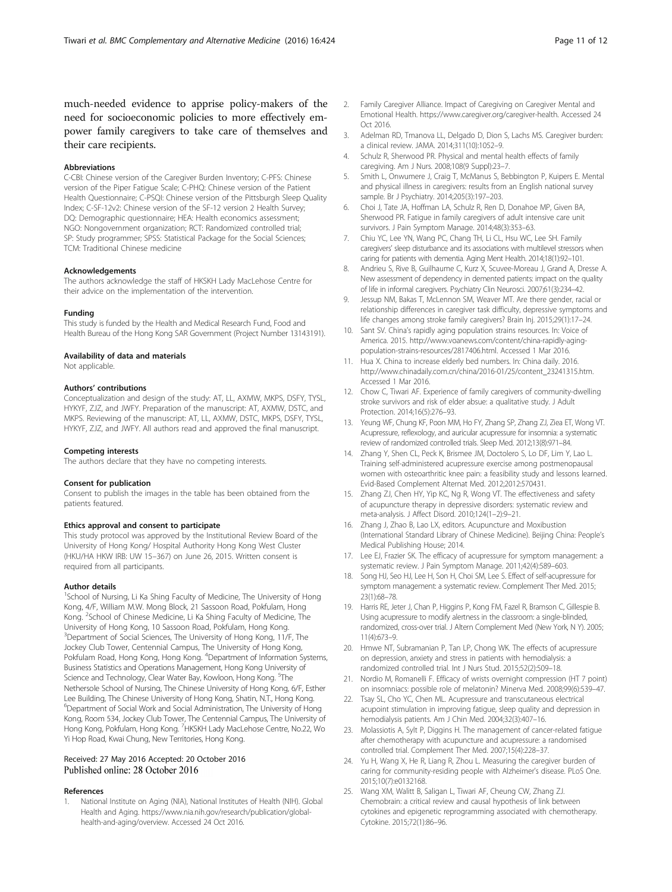much-needed evidence to apprise policy-makers of the need for socioeconomic policies to more effectively empower family caregivers to take care of themselves and their care recipients.

#### Abbreviations

C-CBI: Chinese version of the Caregiver Burden Inventory; C-PFS: Chinese version of the Piper Fatigue Scale; C-PHQ: Chinese version of the Patient Health Questionnaire; C-PSQI: Chinese version of the Pittsburgh Sleep Quality Index; C-SF-12v2: Chinese version of the SF-12 version 2 Health Survey; DQ: Demographic questionnaire; HEA: Health economics assessment; NGO: Nongovernment organization; RCT: Randomized controlled trial; SP: Study programmer; SPSS: Statistical Package for the Social Sciences; TCM: Traditional Chinese medicine

#### Acknowledgements

The authors acknowledge the staff of HKSKH Lady MacLehose Centre for their advice on the implementation of the intervention.

#### Funding

This study is funded by the Health and Medical Research Fund, Food and Health Bureau of the Hong Kong SAR Government (Project Number 13143191).

#### Availability of data and materials

Not applicable.

#### Authors' contributions

Conceptualization and design of the study: AT, LL, AXMW, MKPS, DSFY, TYSL, HYKYF, ZJZ, and JWFY. Preparation of the manuscript: AT, AXMW, DSTC, and MKPS. Reviewing of the manuscript: AT, LL, AXMW, DSTC, MKPS, DSFY, TYSL, HYKYF, ZJZ, and JWFY. All authors read and approved the final manuscript.

#### Competing interests

The authors declare that they have no competing interests.

#### Consent for publication

Consent to publish the images in the table has been obtained from the patients featured.

#### Ethics approval and consent to participate

This study protocol was approved by the Institutional Review Board of the University of Hong Kong/ Hospital Authority Hong Kong West Cluster (HKU/HA HKW IRB: UW 15–367) on June 26, 2015. Written consent is required from all participants.

#### Author details

[1]School of Nursing, Li Ka Shing Faculty of Medicine, The University of Hong Kong, 4/F, William M.W. Mong Block, 21 Sassoon Road, Pokfulam, Hong Kong. [2]School of Chinese Medicine, Li Ka Shing Faculty of Medicine, The University of Hong Kong, 10 Sassoon Road, Pokfulam, Hong Kong. [3]Department of Social Sciences, The University of Hong Kong, 11/F, The Jockey Club Tower, Centennial Campus, The University of Hong Kong, Pokfulam Road, Hong Kong, Hong Kong. [4]Department of Information Systems, Business Statistics and Operations Management, Hong Kong University of Science and Technology, Clear Water Bay, Kowloon, Hong Kong. [5]The Nethersole School of Nursing, The Chinese University of Hong Kong, 6/F, Esther Lee Building, The Chinese University of Hong Kong, Shatin, N.T., Hong Kong. [6]Department of Social Work and Social Administration, The University of Hong Kong, Room 534, Jockey Club Tower, The Centennial Campus, The University of Hong Kong, Pokfulam, Hong Kong. [7]HKSKH Lady MacLehose Centre, No.22, Wo Yi Hop Road, Kwai Chung, New Territories, Hong Kong.

Received: 27 May 2016 Accepted: 20 October 2016
Published online: 28 October 2016

#### References

1. National Institute on Aging (NIA), National Institutes of Health (NIH). Global Health and Aging. https://www.nia.nih.gov/research/publication/global-health-and-aging/overview. Accessed 24 Oct 2016.
2. Family Caregiver Alliance. Impact of Caregiving on Caregiver Mental and Emotional Health. https://www.caregiver.org/caregiver-health. Accessed 24 Oct 2016.
3. Adelman RD, Tmanova LL, Delgado D, Dion S, Lachs MS. Caregiver burden: a clinical review. JAMA. 2014;311(10):1052–9.
4. Schulz R, Sherwood PR. Physical and mental health effects of family caregiving. Am J Nurs. 2008;108(9 Suppl):23–7.
5. Smith L, Onwumere J, Craig T, McManus S, Bebbington P, Kuipers E. Mental and physical illness in caregivers: results from an English national survey sample. Br J Psychiatry. 2014;205(3):197–203.
6. Choi J, Tate JA, Hoffman LA, Schulz R, Ren D, Donahoe MP, Given BA, Sherwood PR. Fatigue in family caregivers of adult intensive care unit survivors. J Pain Symptom Manage. 2014;48(3):353–63.
7. Chiu YC, Lee YN, Wang PC, Chang TH, Li CL, Hsu WC, Lee SH. Family caregivers' sleep disturbance and its associations with multilevel stressors when caring for patients with dementia. Aging Ment Health. 2014;18(1):92–101.
8. Andrieu S, Rive B, Guilhaume C, Kurz X, Scuvee-Moreau J, Grand A, Dresse A. New assessment of dependency in demented patients: impact on the quality of life in informal caregivers. Psychiatry Clin Neurosci. 2007;61(3):234–42.
9. Jessup NM, Bakas T, McLennon SM, Weaver MT. Are there gender, racial or relationship differences in caregiver task difficulty, depressive symptoms and life changes among stroke family caregivers? Brain Inj. 2015;29(1):17–24.
10. Sant SV. China's rapidly aging population strains resources. In: Voice of America. 2015. http://www.voanews.com/content/china-rapidly-aging-population-strains-resources/2817406.html. Accessed 1 Mar 2016.
11. Hua X. China to increase elderly bed numbers. In: China daily. 2016. http://www.chinadaily.com.cn/china/2016-01/25/content_23241315.htm. Accessed 1 Mar 2016.
12. Chow C, Tiwari AF. Experience of family caregivers of community-dwelling stroke survivors and risk of elder absue: a qualitative study. J Adult Protection. 2014;16(5):276–93.
13. Yeung WF, Chung KF, Poon MM, Ho FY, Zhang SP, Zhang ZJ, Ziea ET, Wong VT. Acupressure, reflexology, and auricular acupressure for insomnia: a systematic review of randomized controlled trials. Sleep Med. 2012;13(8):971–84.
14. Zhang Y, Shen CL, Peck K, Brismee JM, Doctolero S, Lo DF, Lim Y, Lao L. Training self-administered acupressure exercise among postmenopausal women with osteoarthritic knee pain: a feasibility study and lessons learned. Evid-Based Complement Alternat Med. 2012;2012:570431.
15. Zhang ZJ, Chen HY, Yip KC, Ng R, Wong VT. The effectiveness and safety of acupuncture therapy in depressive disorders: systematic review and meta-analysis. J Affect Disord. 2010;124(1–2):9–21.
16. Zhang J, Zhao B, Lao LX, editors. Acupuncture and Moxibustion (International Standard Library of Chinese Medicine). Beijing China: People's Medical Publishing House; 2014.
17. Lee EJ, Frazier SK. The efficacy of acupressure for symptom management: a systematic review. J Pain Symptom Manage. 2011;42(4):589–603.
18. Song HJ, Seo HJ, Lee H, Son H, Choi SM, Lee S. Effect of self-acupressure for symptom management: a systematic review. Complement Ther Med. 2015; 23(1):68–78.
19. Harris RE, Jeter J, Chan P, Higgins P, Kong FM, Fazel R, Bramson C, Gillespie B. Using acupressure to modify alertness in the classroom: a single-blinded, randomized, cross-over trial. J Altern Complement Med (New York, N Y). 2005; 11(4):673–9.
20. Hmwe NT, Subramanian P, Tan LP, Chong WK. The effects of acupressure on depression, anxiety and stress in patients with hemodialysis: a randomized controlled trial. Int J Nurs Stud. 2015;52(2):509–18.
21. Nordio M, Romanelli F. Efficacy of wrists overnight compression (HT 7 point) on insomniacs: possible role of melatonin? Minerva Med. 2008;99(6):539–47.
22. Tsay SL, Cho YC, Chen ML. Acupressure and transcutaneous electrical acupoint stimulation in improving fatigue, sleep quality and depression in hemodialysis patients. Am J Chin Med. 2004;32(3):407–16.
23. Molassiotis A, Sylt P, Diggins H. The management of cancer-related fatigue after chemotherapy with acupuncture and acupressure: a randomised controlled trial. Complement Ther Med. 2007;15(4):228–37.
24. Yu H, Wang X, He R, Liang R, Zhou L. Measuring the caregiver burden of caring for community-residing people with Alzheimer's disease. PLoS One. 2015;10(7):e0132168.
25. Wang XM, Walitt B, Saligan L, Tiwari AF, Cheung CW, Zhang ZJ. Chemobrain: a critical review and causal hypothesis of link between cytokines and epigenetic reprogramming associated with chemotherapy. Cytokine. 2015;72(1):86–96.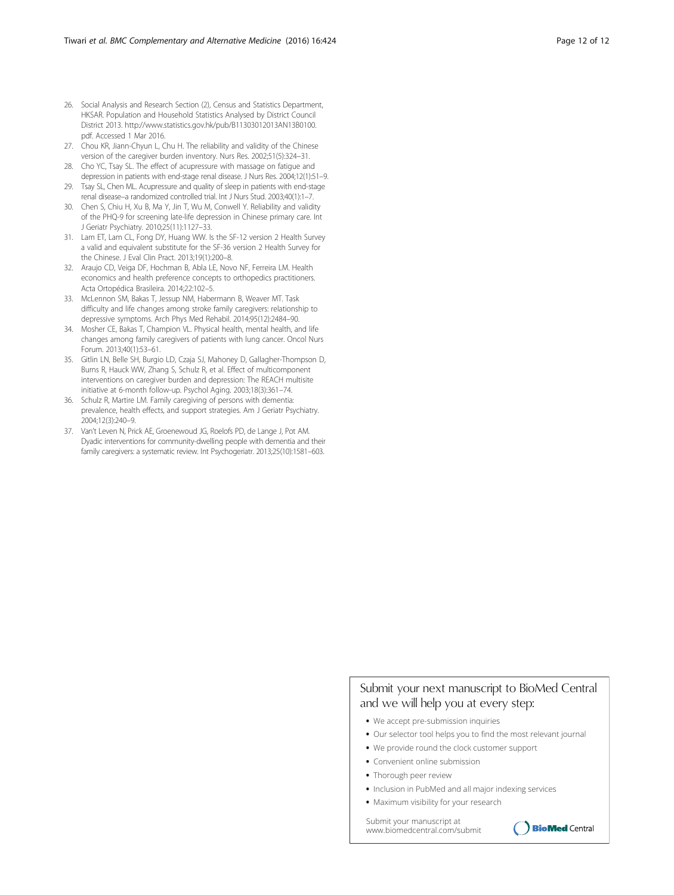26. Social Analysis and Research Section (2), Census and Statistics Department, HKSAR. Population and Household Statistics Analysed by District Council District 2013. http://www.statistics.gov.hk/pub/B11303012013AN13B0100.pdf. Accessed 1 Mar 2016.
27. Chou KR, Jiann-Chyun L, Chu H. The reliability and validity of the Chinese version of the caregiver burden inventory. Nurs Res. 2002;51(5):324–31.
28. Cho YC, Tsay SL. The effect of acupressure with massage on fatigue and depression in patients with end-stage renal disease. J Nurs Res. 2004;12(1):51–9.
29. Tsay SL, Chen ML. Acupressure and quality of sleep in patients with end-stage renal disease–a randomized controlled trial. Int J Nurs Stud. 2003;40(1):1–7.
30. Chen S, Chiu H, Xu B, Ma Y, Jin T, Wu M, Conwell Y. Reliability and validity of the PHQ-9 for screening late-life depression in Chinese primary care. Int J Geriatr Psychiatry. 2010;25(11):1127–33.
31. Lam ET, Lam CL, Fong DY, Huang WW. Is the SF-12 version 2 Health Survey a valid and equivalent substitute for the SF-36 version 2 Health Survey for the Chinese. J Eval Clin Pract. 2013;19(1):200–8.
32. Araujo CD, Veiga DF, Hochman B, Abla LE, Novo NF, Ferreira LM. Health economics and health preference concepts to orthopedics practitioners. Acta Ortopédica Brasileira. 2014;22:102–5.
33. McLennon SM, Bakas T, Jessup NM, Habermann B, Weaver MT. Task difficulty and life changes among stroke family caregivers: relationship to depressive symptoms. Arch Phys Med Rehabil. 2014;95(12):2484–90.
34. Mosher CE, Bakas T, Champion VL. Physical health, mental health, and life changes among family caregivers of patients with lung cancer. Oncol Nurs Forum. 2013;40(1):53–61.
35. Gitlin LN, Belle SH, Burgio LD, Czaja SJ, Mahoney D, Gallagher-Thompson D, Burns R, Hauck WW, Zhang S, Schulz R, et al. Effect of multicomponent interventions on caregiver burden and depression: The REACH multisite initiative at 6-month follow-up. Psychol Aging. 2003;18(3):361–74.
36. Schulz R, Martire LM. Family caregiving of persons with dementia: prevalence, health effects, and support strategies. Am J Geriatr Psychiatry. 2004;12(3):240–9.
37. Van't Leven N, Prick AE, Groenewoud JG, Roelofs PD, de Lange J, Pot AM. Dyadic interventions for community-dwelling people with dementia and their family caregivers: a systematic review. Int Psychogeriatr. 2013;25(10):1581–603.

Submit your next manuscript to BioMed Central and we will help you at every step:

- We accept pre-submission inquiries
- Our selector tool helps you to find the most relevant journal
- We provide round the clock customer support
- Convenient online submission
- Thorough peer review
- Inclusion in PubMed and all major indexing services
- Maximum visibility for your research

Submit your manuscript at
www.biomedcentral.com/submit

BioMed Central